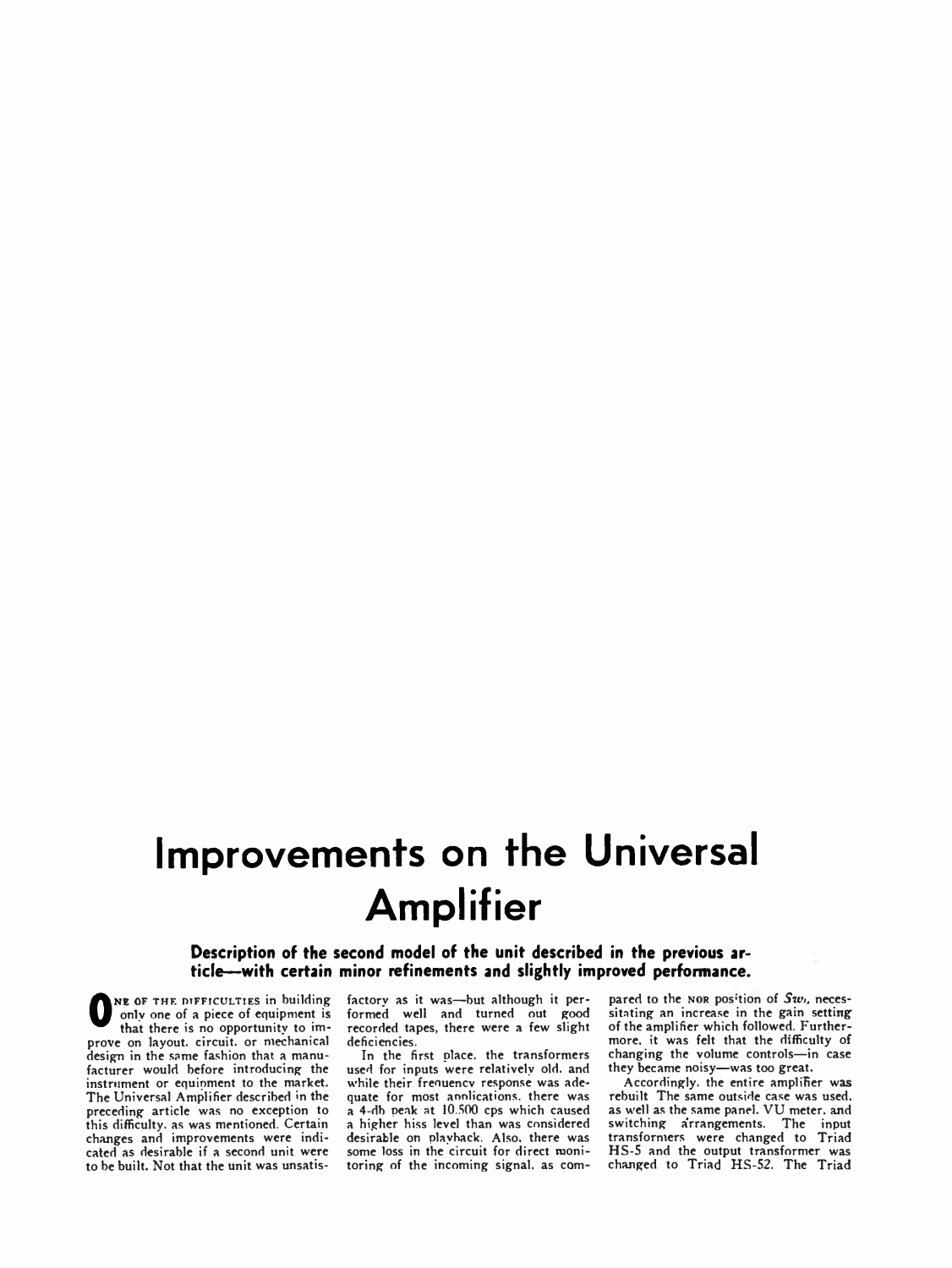# Improvements on the Universal Amplifier

**Description of the second model of the unit described in the previous article—with certain minor refinements and slightly improved performance.**

ONE OF THE DIFFICULTIES in building only one of a piece of equipment is that there is no opportunity to improve on layout, circuit, or mechanical design in the same fashion that a manufacturer would before introducing the instrument or equipment to the market. The Universal Amplifier described in the preceding article was no exception to this difficulty, as was mentioned. Certain changes and improvements were indicated as desirable if a second unit were to be built. Not that the unit was unsatisfactory as it was—but although it performed well and turned out good recorded tapes, there were a few slight deficiencies.

In the first place, the transformers used for inputs were relatively old, and while their frequency response was adequate for most applications, there was a 4-db peak at 10,500 cps which caused a higher hiss level than was considered desirable on playback. Also, there was some loss in the circuit for direct monitoring of the incoming signal, as compared to the NOR position of $Sw_1$, necessitating an increase in the gain setting of the amplifier which followed. Furthermore, it was felt that the difficulty of changing the volume controls—in case they became noisy—was too great.

Accordingly, the entire amplifier was rebuilt. The same outside case was used, as well as the same panel, VU meter, and switching arrangements. The input transformers were changed to Triad HS-5 and the output transformer was changed to Triad HS-52. The Triad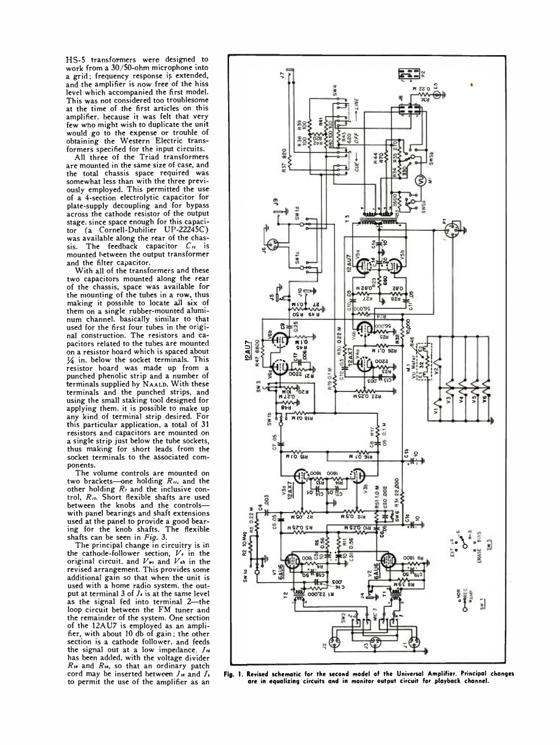HS-5 transformers were designed to work from a 30/50-ohm microphone into a grid; frequency response is extended, and the amplifier is now free of the hiss level which accompanied the first model. This was not considered too troublesome at the time of the first articles on this amplifier, because it was felt that very few who might wish to duplicate the unit would go to the expense or trouble of obtaining the Western Electric transformers specified for the input circuits.

All three of the Triad transformers are mounted in the same size of case, and the total chassis space required was somewhat less than with the three previously employed. This permitted the use of a 4-section electrolytic capacitor for plate-supply decoupling and for bypass across the cathode resistor of the output stage, since space enough for this capacitor (a Cornell-Dubilier UP-22245C) was available along the rear of the chassis. The feedback capacitor $C_{11}$ is mounted between the output transformer and the filter capacitor.

With all of the transformers and these two capacitors mounted along the rear of the chassis, space was available for the mounting of the tubes in a row, thus making it possible to locate all six of them on a single rubber-mounted aluminum channel, basically similar to that used for the first four tubes in the original construction. The resistors and capacitors related to the tubes are mounted on a resistor board which is spaced about ¼ in. below the socket terminals. This resistor board was made up from a punched phenolic strip and a number of terminals supplied by NAALD. With these terminals and the punched strips, and using the small staking tool designed for applying them, it is possible to make up any kind of terminal strip desired. For this particular application, a total of 31 resistors and capacitors are mounted on a single strip just below the tube sockets, thus making for short leads from the socket terminals to the associated components.

The volume controls are mounted on two brackets—one holding $R_{12}$, and the other holding $R_7$ and the inclusive control, $R_{22}$. Short flexible shafts are used between the knobs and the controls—with panel bearings and shaft extensions used at the panel to provide a good bearing for the knob shafts. The flexible shafts can be seen in *Fig. 3*.

The principal change in circuitry is in the cathode-follower section, $V_4$ in the original circuit, and $V_{6a}$ and $V_{6b}$ in the revised arrangement. This provides some additional gain so that when the unit is used with a home radio system, the output at terminal 3 of $J_6$ is at the same level as the signal fed into terminal 2—the loop circuit between the FM tuner and the remainder of the system. One section of the 12AU7 is employed as an amplifier, with about 10 db of gain; the other section is a cathode follower, and feeds the signal out at a low impedance. $J_{10}$ has been added, with the voltage divider $R_{49}$ and $R_{50}$, so that an ordinary patch cord may be inserted between $J_{10}$ and $J_6$ to permit the use of the amplifier as an

**Fig. 1. Revised schematic for the second model of the Universal Amplifier. Principal changes are in equalizing circuits and in monitor output circuit for playback channel.**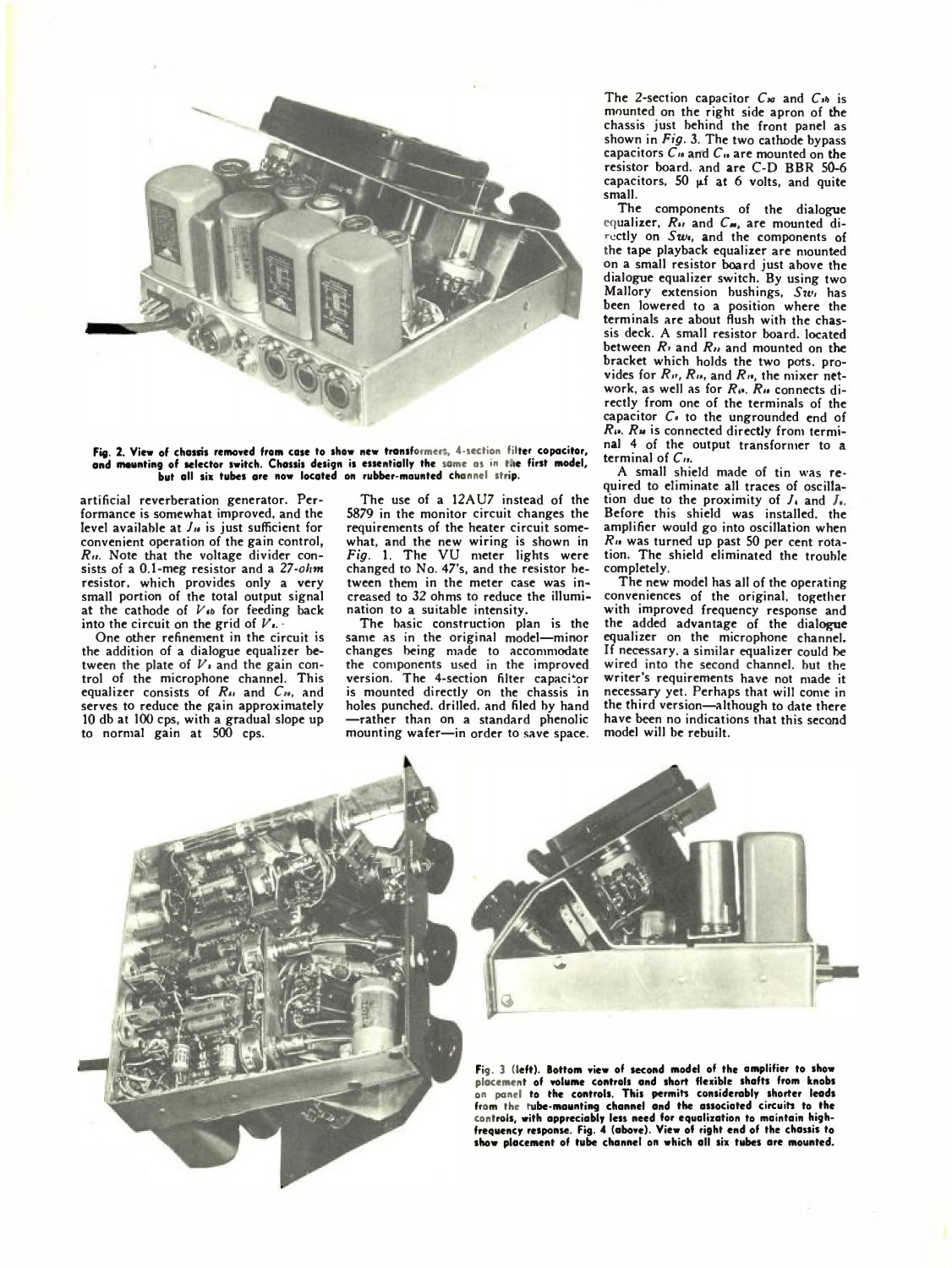**Fig. 2. View of chassis removed from case to show new transformers, 4-section filter capacitor, and mounting of selector switch. Chassis design is essentially the same as in the first model, but all six tubes are now located on rubber-mounted channel strip.**

artificial reverberation generator. Performance is somewhat improved, and the level available at $J_{10}$ is just sufficient for convenient operation of the gain control, $R_{11}$. Note that the voltage divider consists of a 0.1-meg resistor and a 27-*ohm* resistor, which provides only a very small portion of the total output signal at the cathode of $V_{6b}$ for feeding back into the circuit on the grid of $V_{1}$.

One other refinement in the circuit is the addition of a dialogue equalizer between the plate of $V_{2}$ and the gain control of the microphone channel. This equalizer consists of $R_{41}$ and $C_{30}$, and serves to reduce the gain approximately 10 db at 100 cps, with a gradual slope up to normal gain at 500 cps.

The use of a 12AU7 instead of the 5879 in the monitor circuit changes the requirements of the heater circuit somewhat, and the new wiring is shown in *Fig.* 1. The VU meter lights were changed to No. 47's, and the resistor between them in the meter case was increased to 32 ohms to reduce the illumination to a suitable intensity.

The basic construction plan is the same as in the original model—minor changes being made to accommodate the components used in the improved version. The 4-section filter capacitor is mounted directly on the chassis in holes punched, drilled, and filed by hand—rather than on a standard phenolic mounting wafer—in order to save space.

The 2-section capacitor $C_{3a}$ and $C_{3b}$ is mounted on the right side apron of the chassis just behind the front panel as shown in *Fig.* 3. The two cathode bypass capacitors $C_{14}$ and $C_{15}$ are mounted on the resistor board, and are C-D BBR 50-6 capacitors, 50 µf at 6 volts, and quite small.

The components of the dialogue equalizer, $R_{41}$ and $C_{30}$, are mounted directly on $Sw_{6}$, and the components of the tape playback equalizer are mounted on a small resistor board just above the dialogue equalizer switch. By using two Mallory extension bushings, $Sw_{1}$ has been lowered to a position where the terminals are about flush with the chassis deck. A small resistor board, located between $R_{7}$ and $R_{11}$ and mounted on the bracket which holds the two pots, provides for $R_{17}$, $R_{18}$, and $R_{19}$, the mixer network, as well as for $R_{10}$. $R_{10}$ connects directly from one of the terminals of the capacitor $C_{6}$ to the ungrounded end of $R_{16}$. $R_{14}$ is connected directly from terminal 4 of the output transformer to a terminal of $C_{11}$.

A small shield made of tin was required to eliminate all traces of oscillation due to the proximity of $J_{4}$ and $J_{6}$. Before this shield was installed, the amplifier would go into oscillation when $R_{11}$ was turned up past 50 per cent rotation. The shield eliminated the trouble completely.

The new model has all of the operating conveniences of the original, together with improved frequency response and the added advantage of the dialogue equalizer on the microphone channel. If necessary, a similar equalizer could be wired into the second channel, but the writer's requirements have not made it necessary yet. Perhaps that will come in the third version—although to date there have been no indications that this second model will be rebuilt.

**Fig. 3 (left). Bottom view of second model of the amplifier to show placement of volume controls and short flexible shafts from knobs on panel to the controls. This permits considerably shorter leads from the tube-mounting channel and the associated circuits to the controls, with appreciably less need for equalization to maintain high-frequency response. Fig. 4 (above). View of right end of the chassis to show placement of tube channel on which all six tubes are mounted.**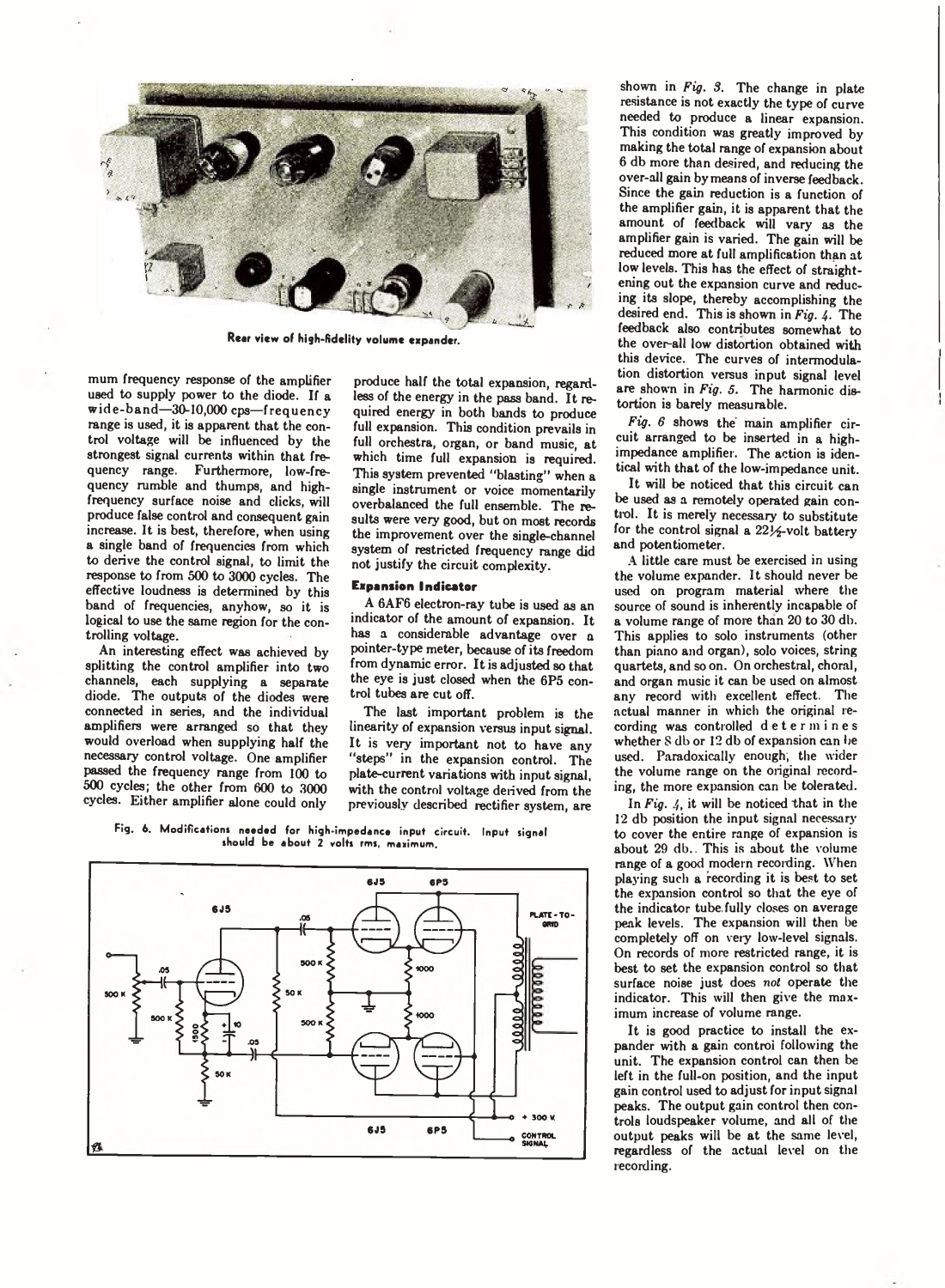Rear view of high-fidelity volume expander.

mum frequency response of the amplifier used to supply power to the diode. If a wide-band—30-10,000 cps—frequency range is used, it is apparent that the control voltage will be influenced by the strongest signal currents within that frequency range. Furthermore, low-frequency rumble and thumps, and high-frequency surface noise and clicks, will produce false control and consequent gain increase. It is best, therefore, when using a single band of frequencies from which to derive the control signal, to limit the response to from 500 to 3000 cycles. The effective loudness is determined by this band of frequencies, anyhow, so it is logical to use the same region for the controlling voltage.

An interesting effect was achieved by splitting the control amplifier into two channels, each supplying a separate diode. The outputs of the diodes were connected in series, and the individual amplifiers were arranged so that they would overload when supplying half the necessary control voltage. One amplifier passed the frequency range from 100 to 500 cycles; the other from 600 to 3000 cycles. Either amplifier alone could only produce half the total expansion, regardless of the energy in the pass band. It required energy in both bands to produce full expansion. This condition prevails in full orchestra, organ, or band music, at which time full expansion is required. This system prevented "blasting" when a single instrument or voice momentarily overbalanced the full ensemble. The results were very good, but on most records the improvement over the single-channel system of restricted frequency range did not justify the circuit complexity.

### Expansion Indicator

A 6AF6 electron-ray tube is used as an indicator of the amount of expansion. It has a considerable advantage over a pointer-type meter, because of its freedom from dynamic error. It is adjusted so that the eye is just closed when the 6P5 control tubes are cut off.

The last important problem is the linearity of expansion versus input signal. It is very important not to have any "steps" in the expansion control. The plate-current variations with input signal, with the control voltage derived from the previously described rectifier system, are shown in *Fig. 3*. The change in plate resistance is not exactly the type of curve needed to produce a linear expansion. This condition was greatly improved by making the total range of expansion about 6 db more than desired, and reducing the over-all gain by means of inverse feedback. Since the gain reduction is a function of the amplifier gain, it is apparent that the amount of feedback will vary as the amplifier gain is varied. The gain will be reduced more at full amplification than at low levels. This has the effect of straightening out the expansion curve and reducing its slope, thereby accomplishing the desired end. This is shown in *Fig. 4*. The feedback also contributes somewhat to the over-all low distortion obtained with this device. The curves of intermodulation distortion versus input signal level are shown in *Fig. 5*. The harmonic distortion is barely measurable.

*Fig. 6* shows the main amplifier circuit arranged to be inserted in a high-impedance amplifier. The action is identical with that of the low-impedance unit.

It will be noticed that this circuit can be used as a remotely operated gain control. It is merely necessary to substitute for the control signal a 22½-volt battery and potentiometer.

A little care must be exercised in using the volume expander. It should never be used on program material where the source of sound is inherently incapable of a volume range of more than 20 to 30 db. This applies to solo instruments (other than piano and organ), solo voices, string quartets, and so on. On orchestral, choral, and organ music it can be used on almost any record with excellent effect. The actual manner in which the original recording was controlled determines whether 8 db or 12 db of expansion can be used. Paradoxically enough, the wider the volume range on the original recording, the more expansion can be tolerated.

In *Fig. 4*, it will be noticed that in the 12 db position the input signal necessary to cover the entire range of expansion is about 29 db. This is about the volume range of a good modern recording. When playing such a recording it is best to set the expansion control so that the eye of the indicator tube fully closes on average peak levels. The expansion will then be completely off on very low-level signals. On records of more restricted range, it is best to set the expansion control so that surface noise just does *not* operate the indicator. This will then give the maximum increase of volume range.

It is good practice to install the expander with a gain control following the unit. The expansion control can then be left in the full-on position, and the input gain control used to adjust for input signal peaks. The output gain control then controls loudspeaker volume, and all of the output peaks will be at the same level, regardless of the actual level on the recording.

Fig. 6. Modifications needed for high-impedance input circuit. Input signal should be about 2 volts rms, maximum.

6J5
6J5
6P5
6J5
6P5
500 K
.05
500 K
1500
10
.05
50 K
.05
500 K
50 K
500 K
1000
1000
PLATE-TO-GRID
+ 300 V.
CONTROL SIGNAL